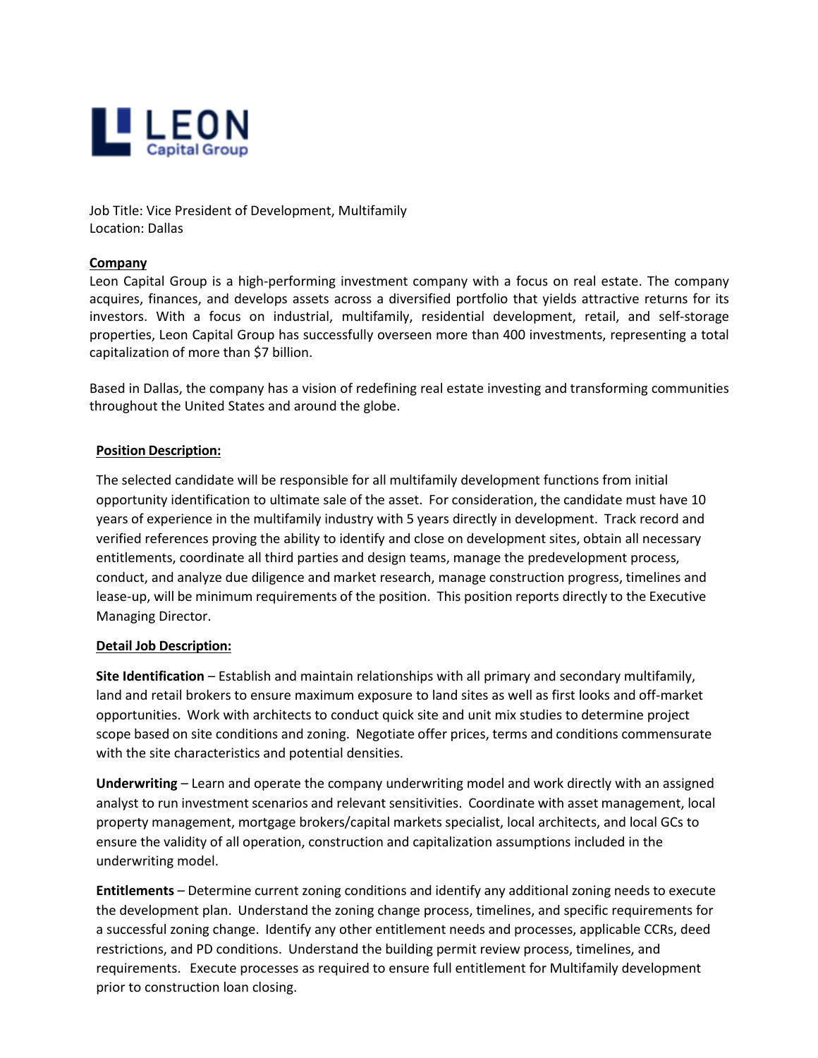LEON
Capital Group

Job Title: Vice President of Development, Multifamily
Location: Dallas

**Company**

Leon Capital Group is a high-performing investment company with a focus on real estate. The company acquires, finances, and develops assets across a diversified portfolio that yields attractive returns for its investors. With a focus on industrial, multifamily, residential development, retail, and self-storage properties, Leon Capital Group has successfully overseen more than 400 investments, representing a total capitalization of more than $7 billion.

Based in Dallas, the company has a vision of redefining real estate investing and transforming communities throughout the United States and around the globe.

**Position Description:**

The selected candidate will be responsible for all multifamily development functions from initial opportunity identification to ultimate sale of the asset. For consideration, the candidate must have 10 years of experience in the multifamily industry with 5 years directly in development. Track record and verified references proving the ability to identify and close on development sites, obtain all necessary entitlements, coordinate all third parties and design teams, manage the predevelopment process, conduct, and analyze due diligence and market research, manage construction progress, timelines and lease-up, will be minimum requirements of the position. This position reports directly to the Executive Managing Director.

**Detail Job Description:**

**Site Identification** – Establish and maintain relationships with all primary and secondary multifamily, land and retail brokers to ensure maximum exposure to land sites as well as first looks and off-market opportunities. Work with architects to conduct quick site and unit mix studies to determine project scope based on site conditions and zoning. Negotiate offer prices, terms and conditions commensurate with the site characteristics and potential densities.

**Underwriting** – Learn and operate the company underwriting model and work directly with an assigned analyst to run investment scenarios and relevant sensitivities. Coordinate with asset management, local property management, mortgage brokers/capital markets specialist, local architects, and local GCs to ensure the validity of all operation, construction and capitalization assumptions included in the underwriting model.

**Entitlements** – Determine current zoning conditions and identify any additional zoning needs to execute the development plan. Understand the zoning change process, timelines, and specific requirements for a successful zoning change. Identify any other entitlement needs and processes, applicable CCRs, deed restrictions, and PD conditions. Understand the building permit review process, timelines, and requirements. Execute processes as required to ensure full entitlement for Multifamily development prior to construction loan closing.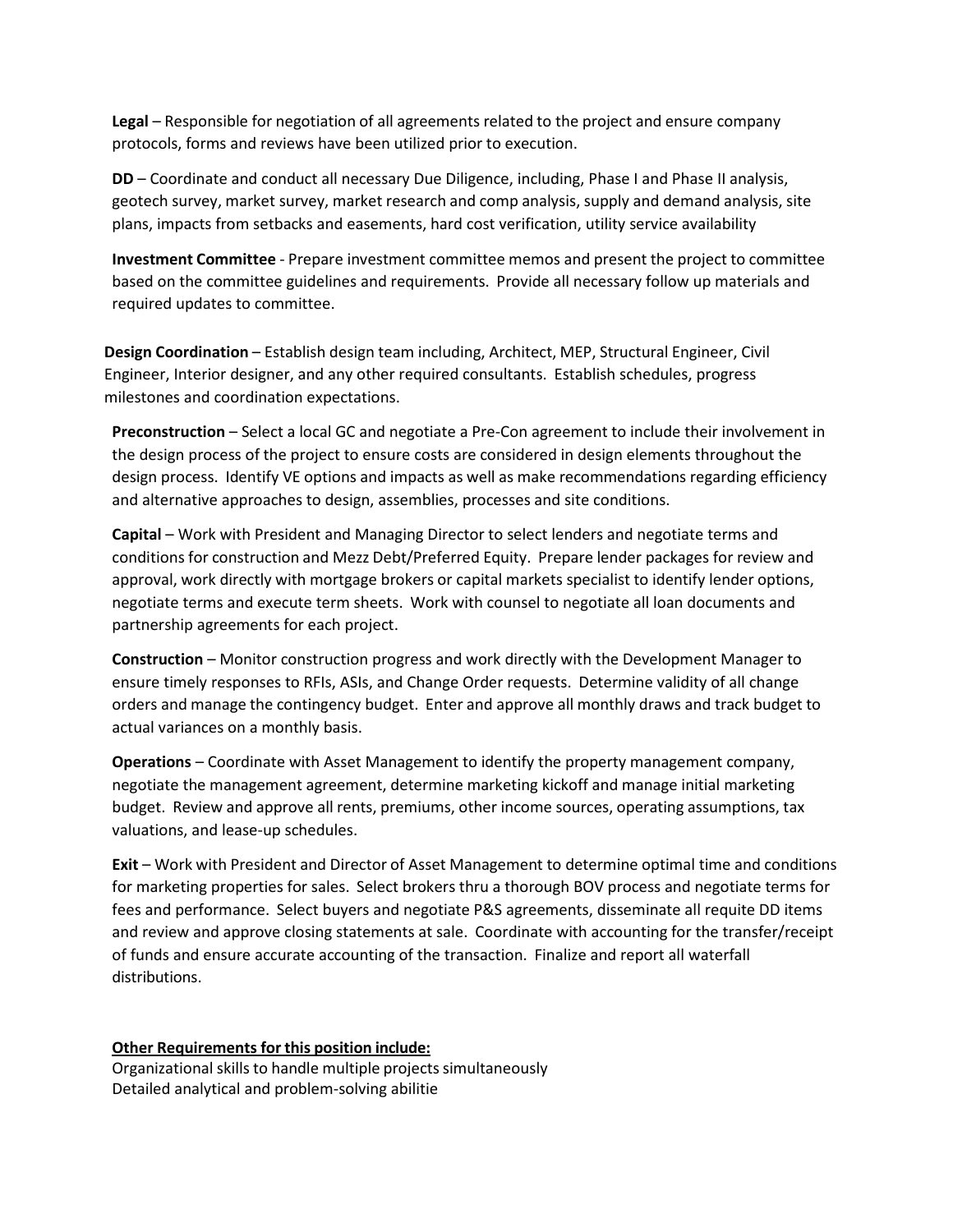**Legal** – Responsible for negotiation of all agreements related to the project and ensure company protocols, forms and reviews have been utilized prior to execution.

**DD** – Coordinate and conduct all necessary Due Diligence, including, Phase I and Phase II analysis, geotech survey, market survey, market research and comp analysis, supply and demand analysis, site plans, impacts from setbacks and easements, hard cost verification, utility service availability

**Investment Committee** - Prepare investment committee memos and present the project to committee based on the committee guidelines and requirements. Provide all necessary follow up materials and required updates to committee.

**Design Coordination** – Establish design team including, Architect, MEP, Structural Engineer, Civil Engineer, Interior designer, and any other required consultants. Establish schedules, progress milestones and coordination expectations.

**Preconstruction** – Select a local GC and negotiate a Pre-Con agreement to include their involvement in the design process of the project to ensure costs are considered in design elements throughout the design process. Identify VE options and impacts as well as make recommendations regarding efficiency and alternative approaches to design, assemblies, processes and site conditions.

**Capital** – Work with President and Managing Director to select lenders and negotiate terms and conditions for construction and Mezz Debt/Preferred Equity. Prepare lender packages for review and approval, work directly with mortgage brokers or capital markets specialist to identify lender options, negotiate terms and execute term sheets. Work with counsel to negotiate all loan documents and partnership agreements for each project.

**Construction** – Monitor construction progress and work directly with the Development Manager to ensure timely responses to RFIs, ASIs, and Change Order requests. Determine validity of all change orders and manage the contingency budget. Enter and approve all monthly draws and track budget to actual variances on a monthly basis.

**Operations** – Coordinate with Asset Management to identify the property management company, negotiate the management agreement, determine marketing kickoff and manage initial marketing budget. Review and approve all rents, premiums, other income sources, operating assumptions, tax valuations, and lease-up schedules.

**Exit** – Work with President and Director of Asset Management to determine optimal time and conditions for marketing properties for sales. Select brokers thru a thorough BOV process and negotiate terms for fees and performance. Select buyers and negotiate P&S agreements, disseminate all requite DD items and review and approve closing statements at sale. Coordinate with accounting for the transfer/receipt of funds and ensure accurate accounting of the transaction. Finalize and report all waterfall distributions.

**<u>Other Requirements for this position include:</u>**

Organizational skills to handle multiple projects simultaneously
Detailed analytical and problem-solving abilitie